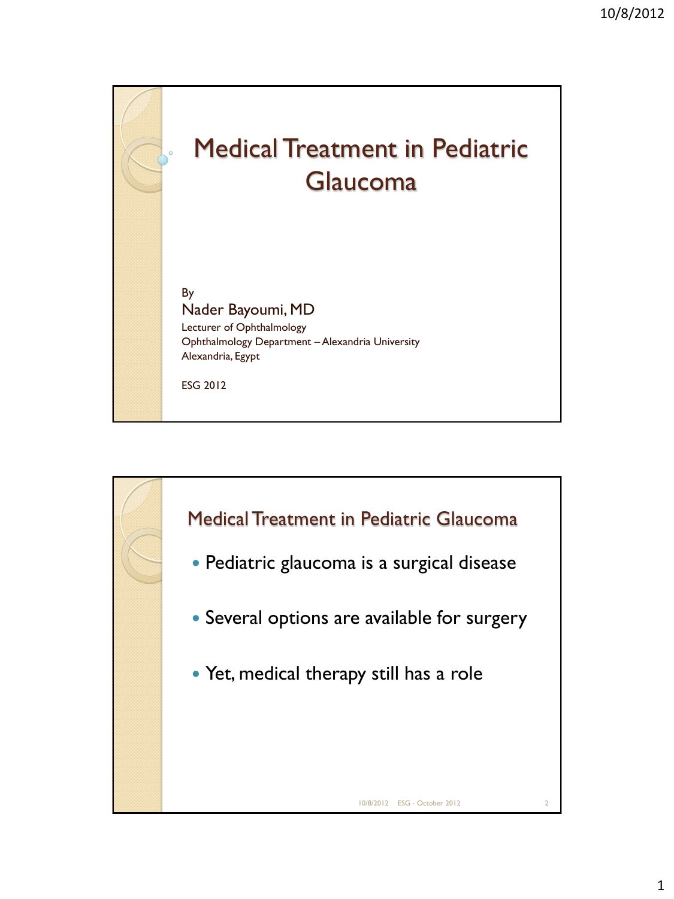# Medical Treatment in Pediatric Glaucoma

By

Nader Bayoumi, MD

Lecturer of Ophthalmology

Ophthalmology Department – Alexandria University

Alexandria, Egypt

ESG 2012

## Medical Treatment in Pediatric Glaucoma

- Pediatric glaucoma is a surgical disease
- Several options are available for surgery
- Yet, medical therapy still has a role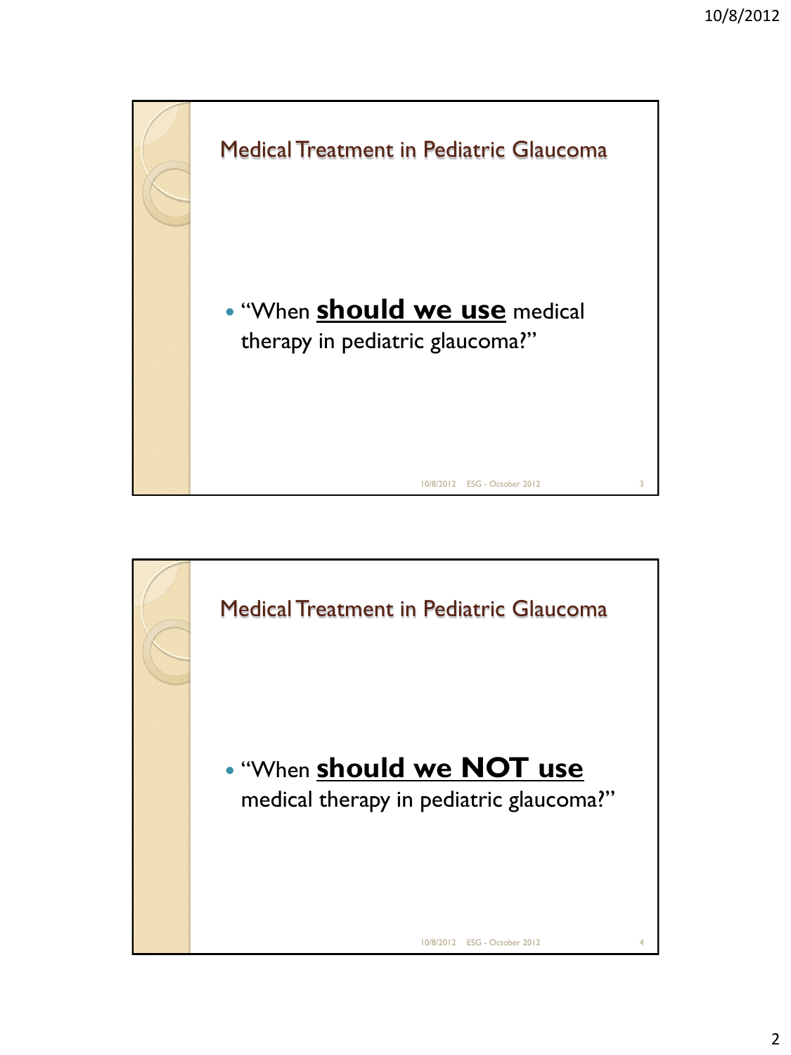## Medical Treatment in Pediatric Glaucoma

- "When **<u>should we use</u>** medical therapy in pediatric glaucoma?"

## Medical Treatment in Pediatric Glaucoma

- "When **<u>should we NOT use</u>** medical therapy in pediatric glaucoma?"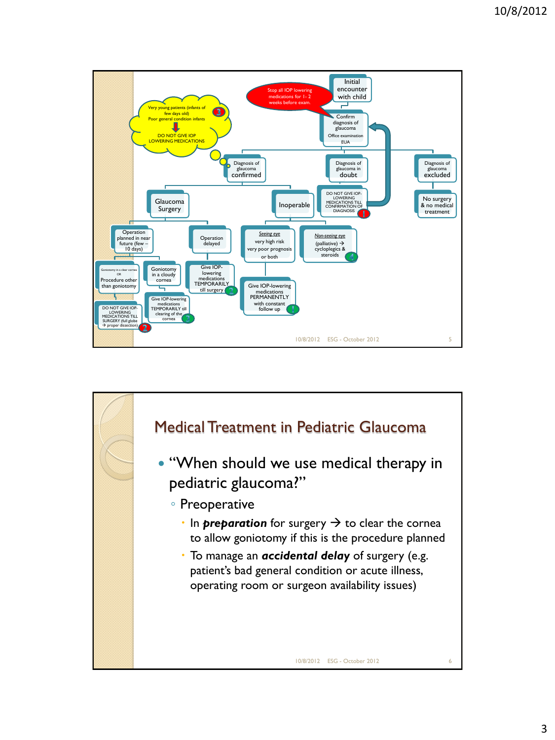Initial encounter with child

Stop all IOP lowering medications for 1 - 2 weeks before exam.

Confirm diagnosis of glaucoma
Office examination
EUA

Very young patients (infants of few days old)
Poor general condition infants
DO NOT GIVE IOP LOWERING MEDICATIONS

Diagnosis of glaucoma confirmed

Diagnosis of glaucoma in doubt

DO NOT GIVE IOP-LOWERING MEDICATIONS TILL CONFIRMATION OF DIAGNOSIS

Diagnosis of glaucoma excluded

No surgery & no medical treatment

Glaucoma Surgery

Inoperable

Operation planned in near future (few – 10 days)

Operation delayed

Seeing eye
very high risk
very poor prognosis
or both

Non-seeing eye
(palliative) → cycloplegics & steroids

Goniotomy in a clear cornea
OR
Procedure other than goniotomy

Goniotomy in a cloudy cornea

Give IOP-lowering medications TEMPORARILY till surgery

Give IOP-lowering medications PERMANENTLY with constant follow up

DO NOT GIVE IOP-LOWERING MEDICATIONS TILL SURGERY (full globe → proper dissection)

Give IOP-lowering medications TEMPORARILY till clearing of the cornea

# Medical Treatment in Pediatric Glaucoma

- "When should we use medical therapy in pediatric glaucoma?"
  - Preoperative
    - In ***preparation*** for surgery → to clear the cornea to allow goniotomy if this is the procedure planned
    - To manage an ***accidental delay*** of surgery (e.g. patient's bad general condition or acute illness, operating room or surgeon availability issues)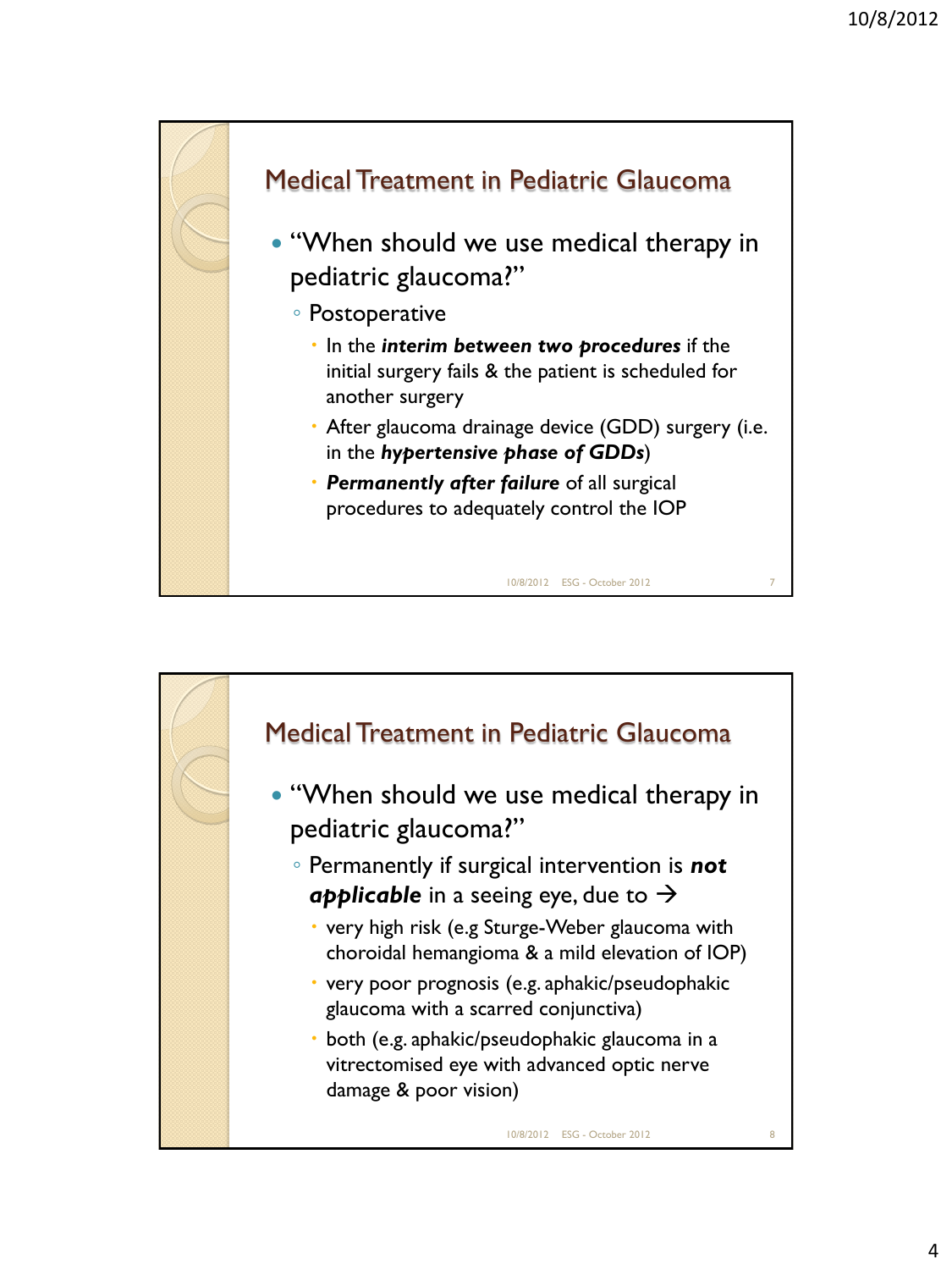## Medical Treatment in Pediatric Glaucoma

- "When should we use medical therapy in pediatric glaucoma?"
  - Postoperative
    - In the ***interim between two procedures*** if the initial surgery fails & the patient is scheduled for another surgery
    - After glaucoma drainage device (GDD) surgery (i.e. in the ***hypertensive phase of GDDs***)
    - ***Permanently after failure*** of all surgical procedures to adequately control the IOP

## Medical Treatment in Pediatric Glaucoma

- "When should we use medical therapy in pediatric glaucoma?"
  - Permanently if surgical intervention is ***not applicable*** in a seeing eye, due to →
    - very high risk (e.g Sturge-Weber glaucoma with choroidal hemangioma & a mild elevation of IOP)
    - very poor prognosis (e.g. aphakic/pseudophakic glaucoma with a scarred conjunctiva)
    - both (e.g. aphakic/pseudophakic glaucoma in a vitrectomised eye with advanced optic nerve damage & poor vision)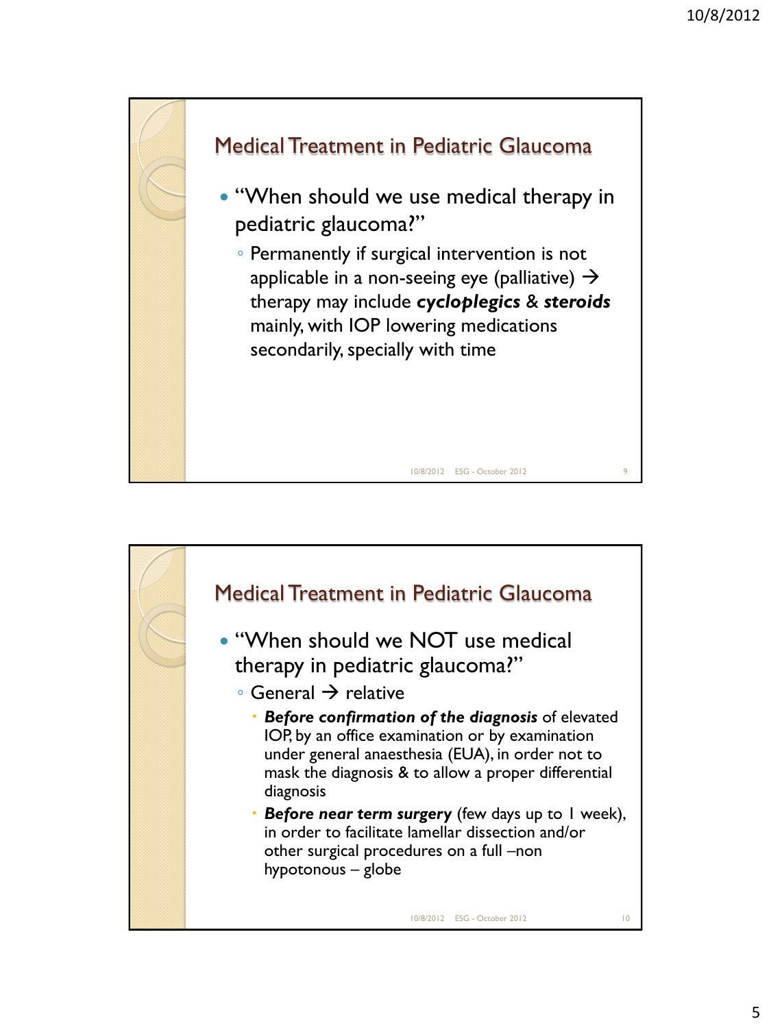## Medical Treatment in Pediatric Glaucoma

- "When should we use medical therapy in pediatric glaucoma?"
  - Permanently if surgical intervention is not applicable in a non-seeing eye (palliative) → therapy may include ***cycloplegics*** & ***steroids*** mainly, with IOP lowering medications secondarily, specially with time

## Medical Treatment in Pediatric Glaucoma

- "When should we NOT use medical therapy in pediatric glaucoma?"
  - General → relative
    - ***Before confirmation of the diagnosis*** of elevated IOP, by an office examination or by examination under general anaesthesia (EUA), in order not to mask the diagnosis & to allow a proper differential diagnosis
    - ***Before near term surgery*** (few days up to 1 week), in order to facilitate lamellar dissection and/or other surgical procedures on a full –non hypotonous – globe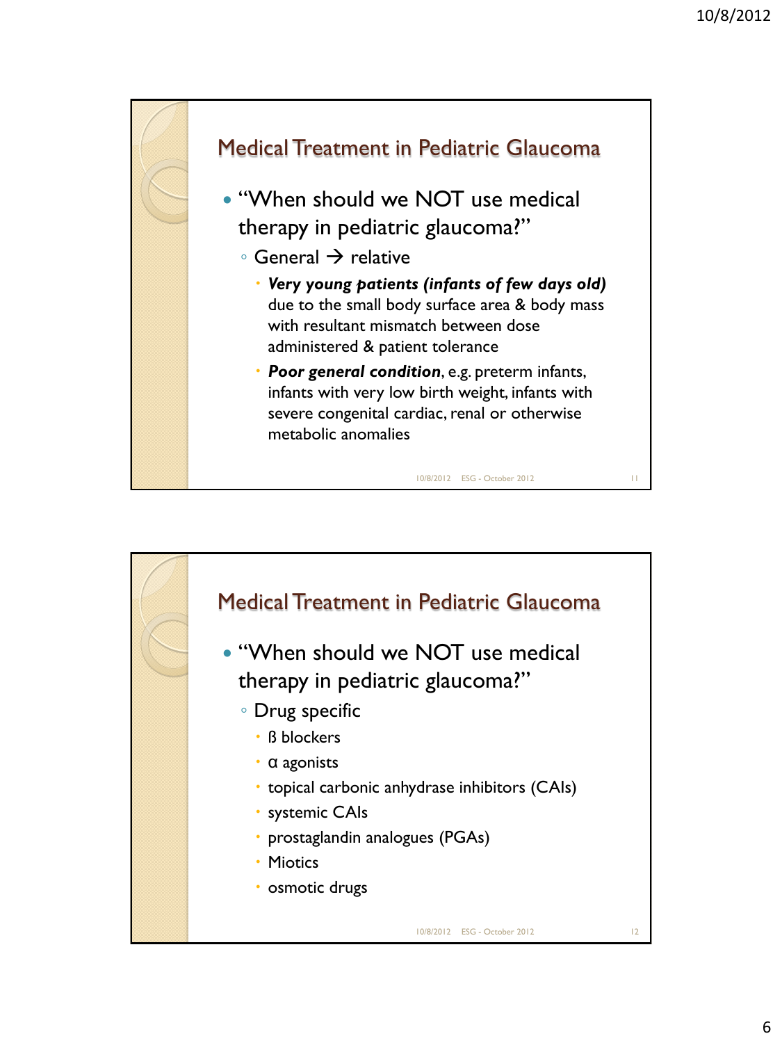## Medical Treatment in Pediatric Glaucoma

- "When should we NOT use medical therapy in pediatric glaucoma?"
  - General → relative
    - ***Very young patients (infants of few days old)*** due to the small body surface area & body mass with resultant mismatch between dose administered & patient tolerance
    - ***Poor general condition***, e.g. preterm infants, infants with very low birth weight, infants with severe congenital cardiac, renal or otherwise metabolic anomalies

## Medical Treatment in Pediatric Glaucoma

- "When should we NOT use medical therapy in pediatric glaucoma?"
  - Drug specific
    - ß blockers
    - α agonists
    - topical carbonic anhydrase inhibitors (CAIs)
    - systemic CAIs
    - prostaglandin analogues (PGAs)
    - Miotics
    - osmotic drugs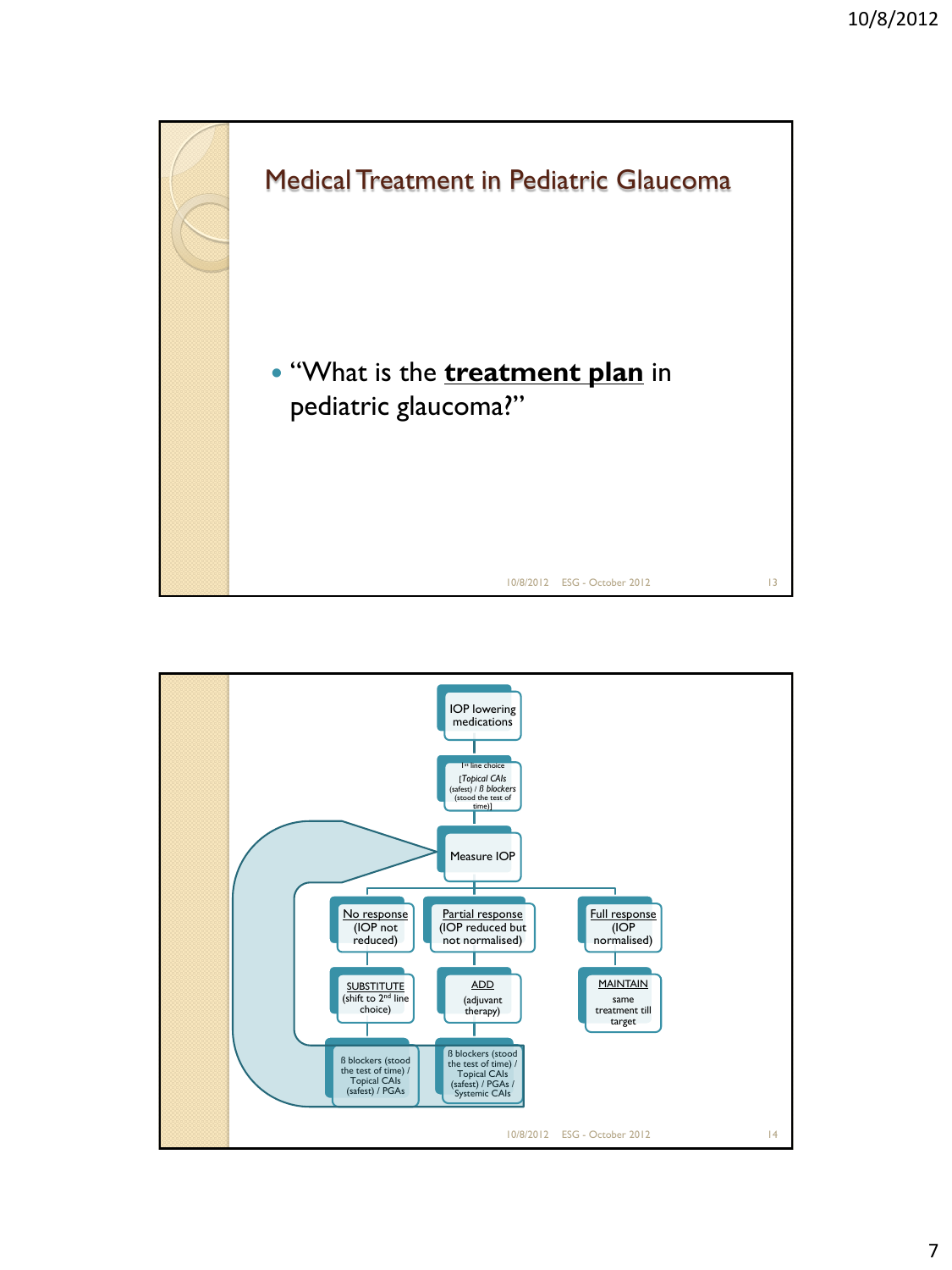## Medical Treatment in Pediatric Glaucoma

- "What is the **treatment plan** in pediatric glaucoma?"

---

IOP lowering medications

1st line choice [*Topical CAIs* (safest) / *ß blockers* (stood the test of time)]

Measure IOP

- **No response** (IOP not reduced)
  - SUBSTITUTE (shift to 2nd line choice)
    - ß blockers (stood the test of time) / Topical CAIs (safest) / PGAs
- **Partial response** (IOP reduced but not normalised)
  - ADD (adjuvant therapy)
    - ß blockers (stood the test of time) / Topical CAIs (safest) / PGAs / Systemic CAIs
- **Full response** (IOP normalised)
  - MAINTAIN same treatment till target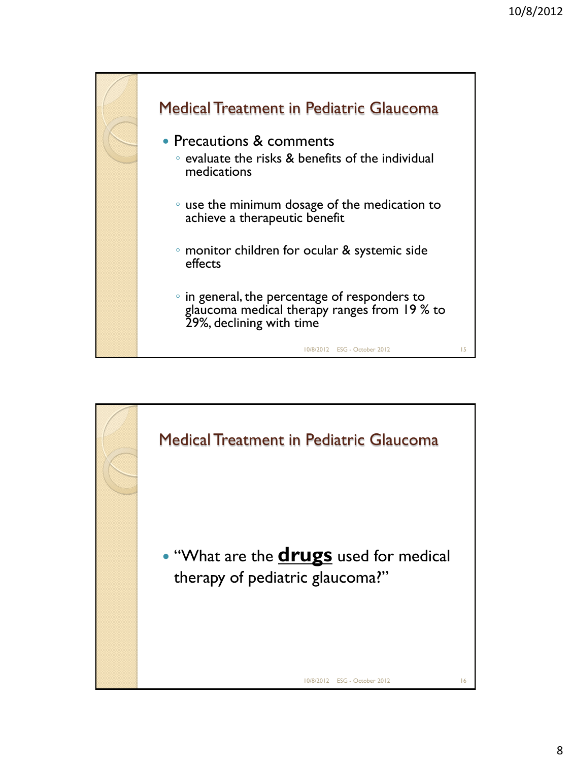## Medical Treatment in Pediatric Glaucoma

- Precautions & comments
  - evaluate the risks & benefits of the individual medications
  - use the minimum dosage of the medication to achieve a therapeutic benefit
  - monitor children for ocular & systemic side effects
  - in general, the percentage of responders to glaucoma medical therapy ranges from 19 % to 29%, declining with time

## Medical Treatment in Pediatric Glaucoma

- "What are the **drugs** used for medical therapy of pediatric glaucoma?"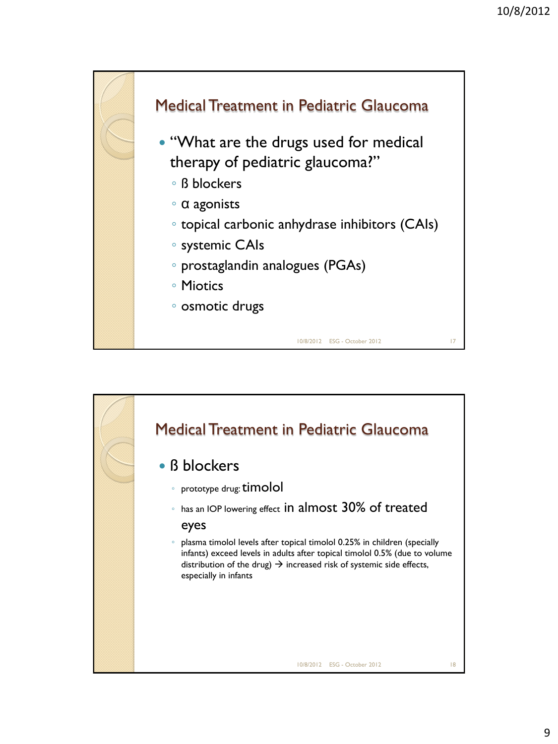## Medical Treatment in Pediatric Glaucoma

- "What are the drugs used for medical therapy of pediatric glaucoma?"
  - ß blockers
  - α agonists
  - topical carbonic anhydrase inhibitors (CAIs)
  - systemic CAIs
  - prostaglandin analogues (PGAs)
  - Miotics
  - osmotic drugs

## Medical Treatment in Pediatric Glaucoma

- ß blockers
  - prototype drug: timolol
  - has an IOP lowering effect in almost 30% of treated eyes
  - plasma timolol levels after topical timolol 0.25% in children (specially infants) exceed levels in adults after topical timolol 0.5% (due to volume distribution of the drug) → increased risk of systemic side effects, especially in infants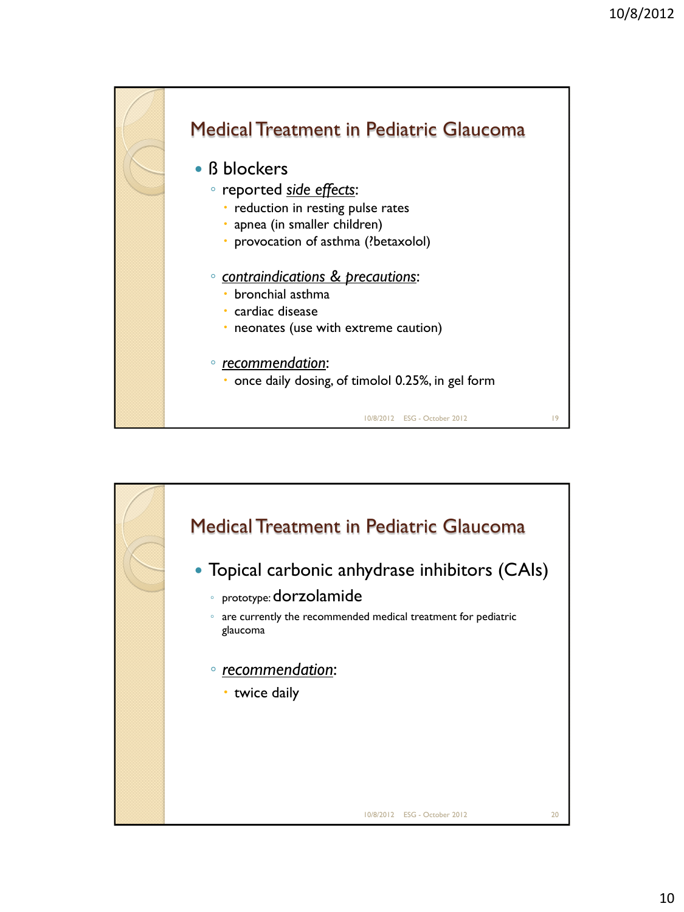## Medical Treatment in Pediatric Glaucoma

- ß blockers
  - reported *side effects*:
    - reduction in resting pulse rates
    - apnea (in smaller children)
    - provocation of asthma (?betaxolol)
  - *contraindications & precautions*:
    - bronchial asthma
    - cardiac disease
    - neonates (use with extreme caution)
  - *recommendation*:
    - once daily dosing, of timolol 0.25%, in gel form

## Medical Treatment in Pediatric Glaucoma

- Topical carbonic anhydrase inhibitors (CAIs)
  - prototype: dorzolamide
  - are currently the recommended medical treatment for pediatric glaucoma
  - *recommendation*:
    - twice daily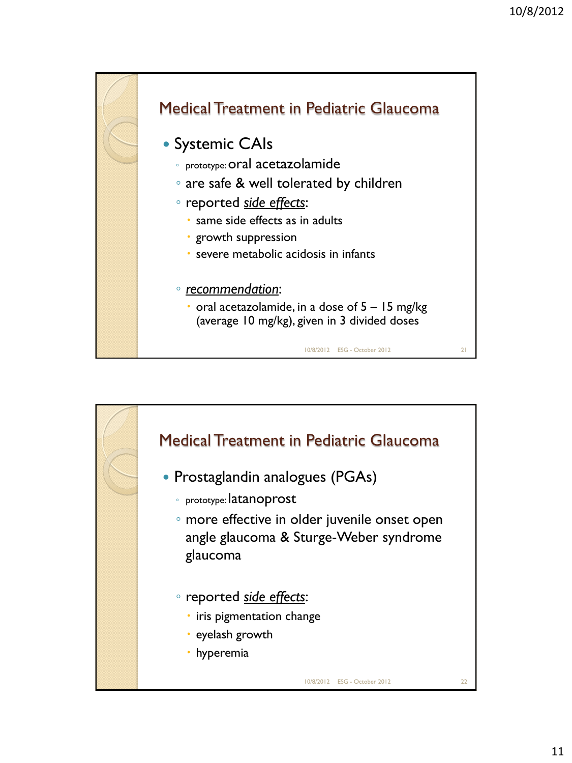## Medical Treatment in Pediatric Glaucoma

- Systemic CAIs
  - prototype: oral acetazolamide
  - are safe & well tolerated by children
  - reported *side effects*:
    - same side effects as in adults
    - growth suppression
    - severe metabolic acidosis in infants
  - *recommendation*:
    - oral acetazolamide, in a dose of 5 – 15 mg/kg (average 10 mg/kg), given in 3 divided doses

## Medical Treatment in Pediatric Glaucoma

- Prostaglandin analogues (PGAs)
  - prototype: latanoprost
  - more effective in older juvenile onset open angle glaucoma & Sturge-Weber syndrome glaucoma
  - reported *side effects*:
    - iris pigmentation change
    - eyelash growth
    - hyperemia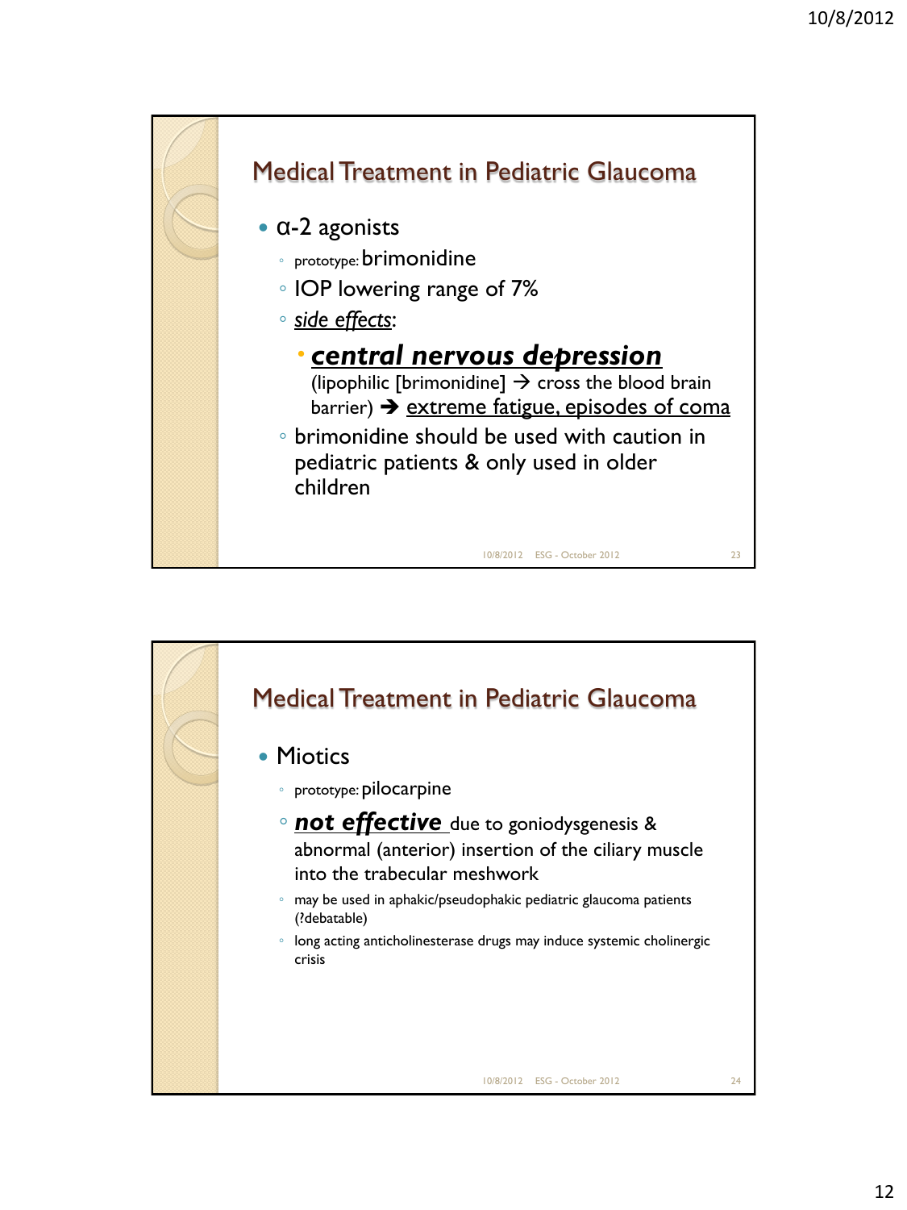## Medical Treatment in Pediatric Glaucoma

- α-2 agonists
  - prototype: brimonidine
  - IOP lowering range of 7%
  - *side effects*:
    - ***central nervous depression***
      (lipophilic [brimonidine] → cross the blood brain barrier) ➔ extreme fatigue, episodes of coma
  - brimonidine should be used with caution in pediatric patients & only used in older children

## Medical Treatment in Pediatric Glaucoma

- Miotics
  - prototype: pilocarpine
  - ***not effective*** due to goniodysgenesis & abnormal (anterior) insertion of the ciliary muscle into the trabecular meshwork
  - may be used in aphakic/pseudophakic pediatric glaucoma patients (?debatable)
  - long acting anticholinesterase drugs may induce systemic cholinergic crisis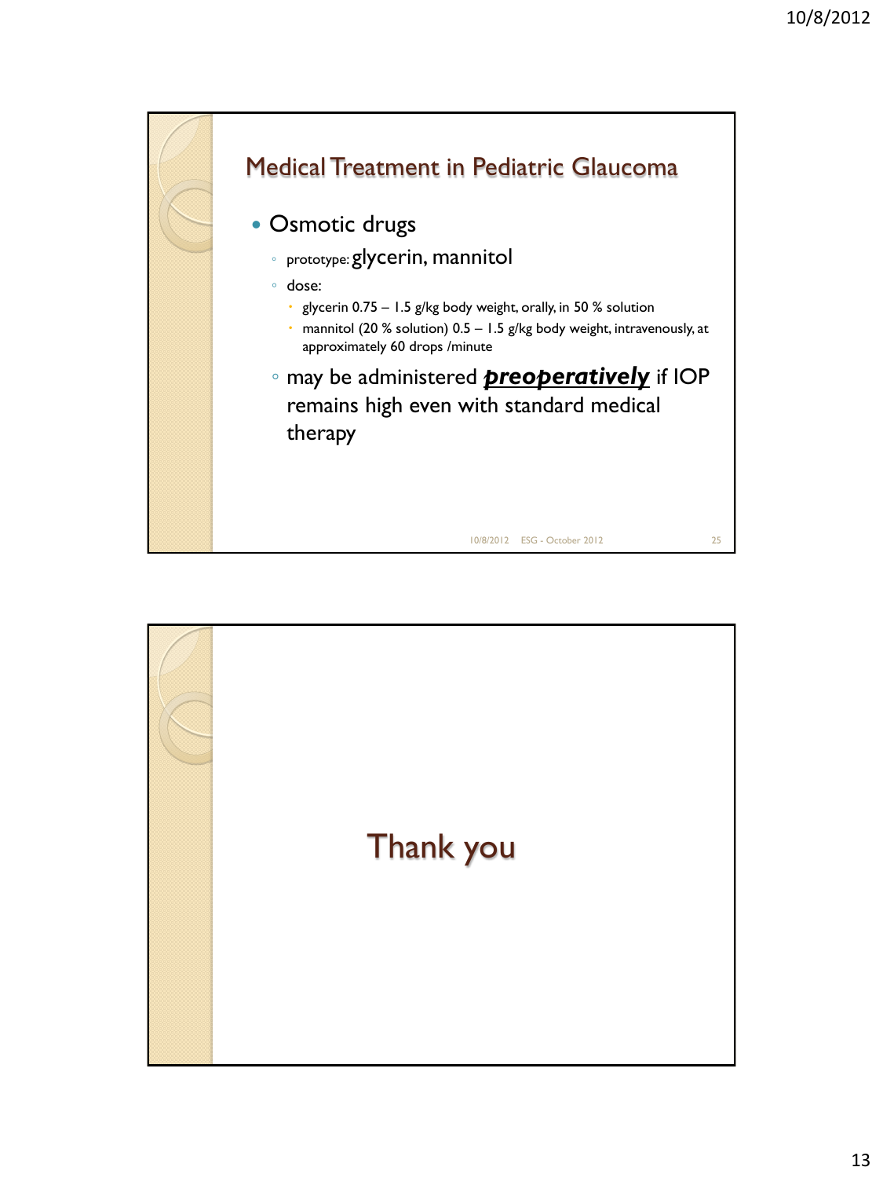## Medical Treatment in Pediatric Glaucoma

- Osmotic drugs
  - prototype: glycerin, mannitol
  - dose:
    - glycerin 0.75 – 1.5 g/kg body weight, orally, in 50 % solution
    - mannitol (20 % solution) 0.5 – 1.5 g/kg body weight, intravenously, at approximately 60 drops /minute
  - may be administered ***preoperatively*** if IOP remains high even with standard medical therapy

## Thank you